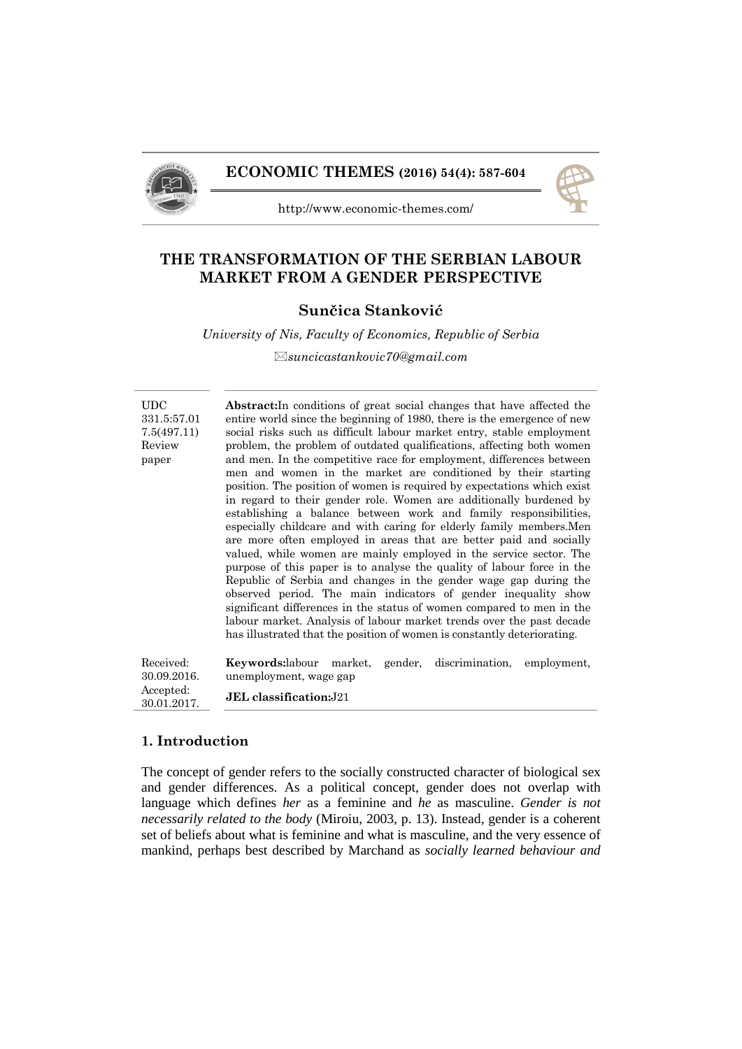**ECONOMIC THEMES (2016) 54(4): 587-604**

http://www.economic-themes.com/

# THE TRANSFORMATION OF THE SERBIAN LABOUR MARKET FROM A GENDER PERSPECTIVE

**Sunčica Stanković**

*University of Nis, Faculty of Economics, Republic of Serbia*

✉*suncicastankovic70@gmail.com*

UDC 331.5:57.01 7.5(497.11)
Review paper

**Abstract:**In conditions of great social changes that have affected the entire world since the beginning of 1980, there is the emergence of new social risks such as difficult labour market entry, stable employment problem, the problem of outdated qualifications, affecting both women and men. In the competitive race for employment, differences between men and women in the market are conditioned by their starting position. The position of women is required by expectations which exist in regard to their gender role. Women are additionally burdened by establishing a balance between work and family responsibilities, especially childcare and with caring for elderly family members.Men are more often employed in areas that are better paid and socially valued, while women are mainly employed in the service sector. The purpose of this paper is to analyse the quality of labour force in the Republic of Serbia and changes in the gender wage gap during the observed period. The main indicators of gender inequality show significant differences in the status of women compared to men in the labour market. Analysis of labour market trends over the past decade has illustrated that the position of women is constantly deteriorating.

Received: 30.09.2016.
Accepted: 30.01.2017.

**Keywords:**labour market, gender, discrimination, employment, unemployment, wage gap

**JEL classification:**J21

## 1. Introduction

The concept of gender refers to the socially constructed character of biological sex and gender differences. As a political concept, gender does not overlap with language which defines *her* as a feminine and *he* as masculine. *Gender is not necessarily related to the body* (Miroiu, 2003, p. 13). Instead, gender is a coherent set of beliefs about what is feminine and what is masculine, and the very essence of mankind, perhaps best described by Marchand as *socially learned behaviour and*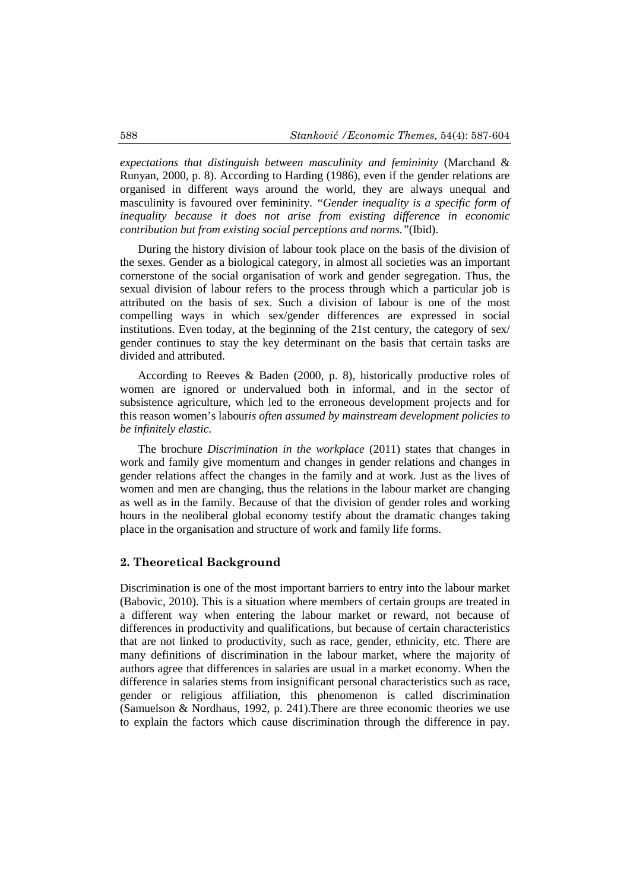*expectations that distinguish between masculinity and femininity* (Marchand & Runyan, 2000, p. 8). According to Harding (1986), even if the gender relations are organised in different ways around the world, they are always unequal and masculinity is favoured over femininity. *"Gender inequality is a specific form of inequality because it does not arise from existing difference in economic contribution but from existing social perceptions and norms."*(Ibid).

During the history division of labour took place on the basis of the division of the sexes. Gender as a biological category, in almost all societies was an important cornerstone of the social organisation of work and gender segregation. Thus, the sexual division of labour refers to the process through which a particular job is attributed on the basis of sex. Such a division of labour is one of the most compelling ways in which sex/gender differences are expressed in social institutions. Even today, at the beginning of the 21st century, the category of sex/ gender continues to stay the key determinant on the basis that certain tasks are divided and attributed.

According to Reeves & Baden (2000, p. 8), historically productive roles of women are ignored or undervalued both in informal, and in the sector of subsistence agriculture, which led to the erroneous development projects and for this reason women's labour*is often assumed by mainstream development policies to be infinitely elastic*.

The brochure *Discrimination in the workplace* (2011) states that changes in work and family give momentum and changes in gender relations and changes in gender relations affect the changes in the family and at work. Just as the lives of women and men are changing, thus the relations in the labour market are changing as well as in the family. Because of that the division of gender roles and working hours in the neoliberal global economy testify about the dramatic changes taking place in the organisation and structure of work and family life forms.

## 2. Theoretical Background

Discrimination is one of the most important barriers to entry into the labour market (Babovic, 2010). This is a situation where members of certain groups are treated in a different way when entering the labour market or reward, not because of differences in productivity and qualifications, but because of certain characteristics that are not linked to productivity, such as race, gender, ethnicity, etc. There are many definitions of discrimination in the labour market, where the majority of authors agree that differences in salaries are usual in a market economy. When the difference in salaries stems from insignificant personal characteristics such as race, gender or religious affiliation, this phenomenon is called discrimination (Samuelson & Nordhaus, 1992, p. 241).There are three economic theories we use to explain the factors which cause discrimination through the difference in pay.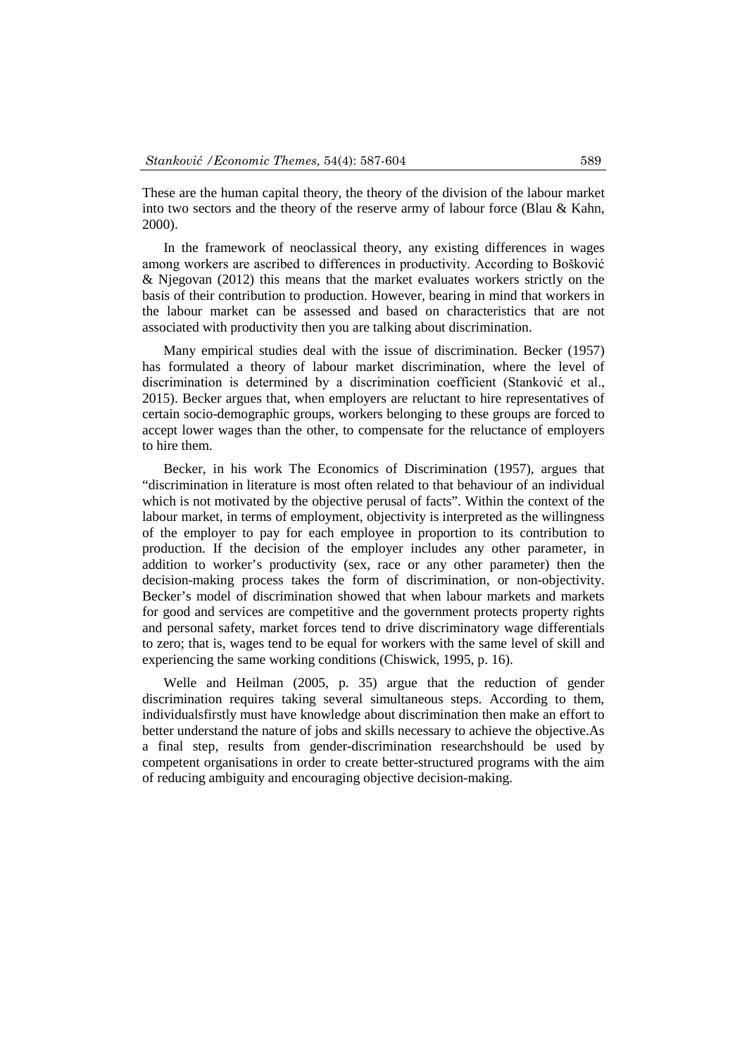These are the human capital theory, the theory of the division of the labour market into two sectors and the theory of the reserve army of labour force (Blau & Kahn, 2000).

In the framework of neoclassical theory, any existing differences in wages among workers are ascribed to differences in productivity. According to Bošković & Njegovan (2012) this means that the market evaluates workers strictly on the basis of their contribution to production. However, bearing in mind that workers in the labour market can be assessed and based on characteristics that are not associated with productivity then you are talking about discrimination.

Many empirical studies deal with the issue of discrimination. Becker (1957) has formulated a theory of labour market discrimination, where the level of discrimination is determined by a discrimination coefficient (Stanković et al., 2015). Becker argues that, when employers are reluctant to hire representatives of certain socio-demographic groups, workers belonging to these groups are forced to accept lower wages than the other, to compensate for the reluctance of employers to hire them.

Becker, in his work The Economics of Discrimination (1957), argues that "discrimination in literature is most often related to that behaviour of an individual which is not motivated by the objective perusal of facts". Within the context of the labour market, in terms of employment, objectivity is interpreted as the willingness of the employer to pay for each employee in proportion to its contribution to production. If the decision of the employer includes any other parameter, in addition to worker's productivity (sex, race or any other parameter) then the decision-making process takes the form of discrimination, or non-objectivity. Becker's model of discrimination showed that when labour markets and markets for good and services are competitive and the government protects property rights and personal safety, market forces tend to drive discriminatory wage differentials to zero; that is, wages tend to be equal for workers with the same level of skill and experiencing the same working conditions (Chiswick, 1995, p. 16).

Welle and Heilman (2005, p. 35) argue that the reduction of gender discrimination requires taking several simultaneous steps. According to them, individualsfirstly must have knowledge about discrimination then make an effort to better understand the nature of jobs and skills necessary to achieve the objective.As a final step, results from gender-discrimination researchshould be used by competent organisations in order to create better-structured programs with the aim of reducing ambiguity and encouraging objective decision-making.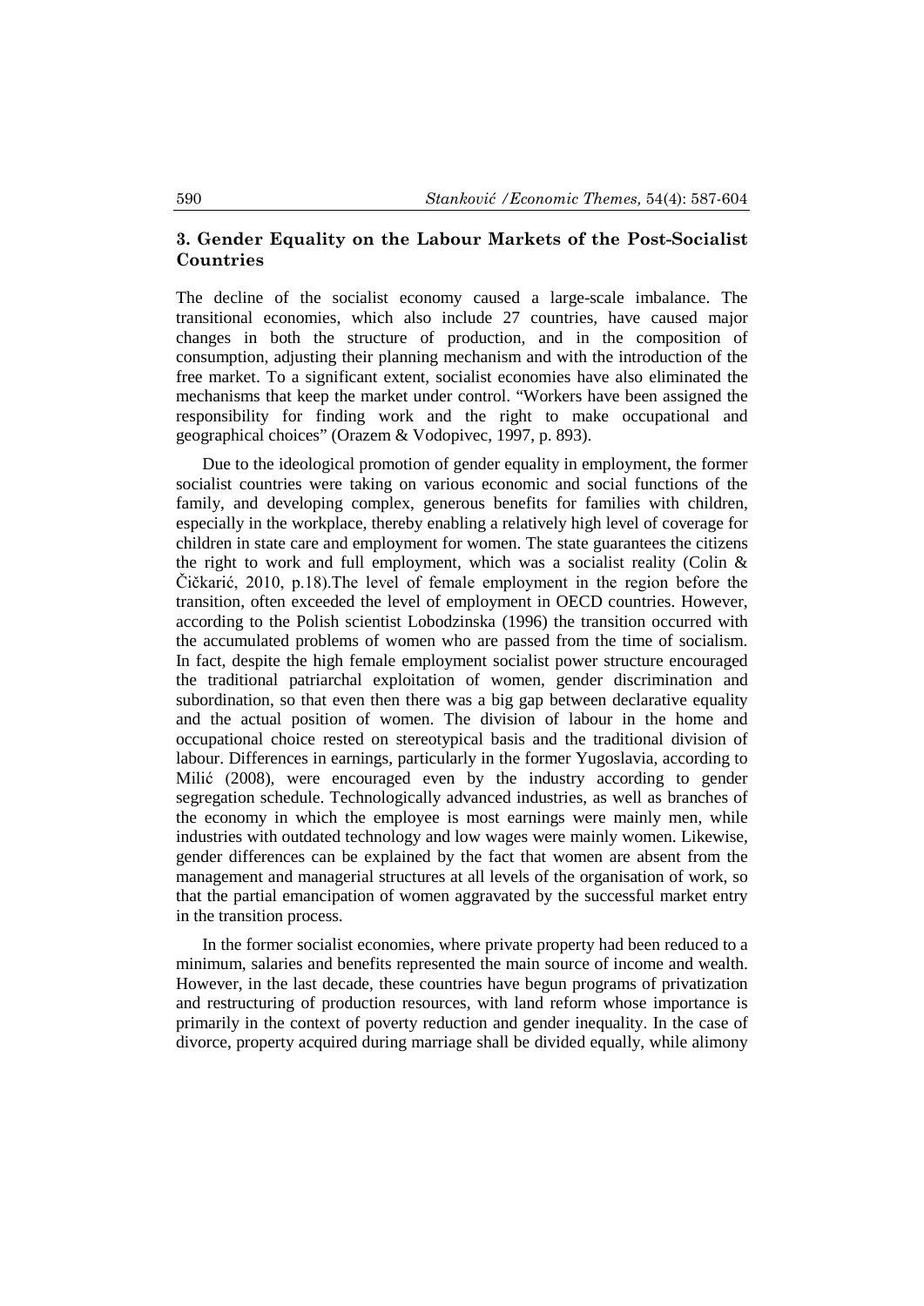## 3. Gender Equality on the Labour Markets of the Post-Socialist Countries

The decline of the socialist economy caused a large-scale imbalance. The transitional economies, which also include 27 countries, have caused major changes in both the structure of production, and in the composition of consumption, adjusting their planning mechanism and with the introduction of the free market. To a significant extent, socialist economies have also eliminated the mechanisms that keep the market under control. "Workers have been assigned the responsibility for finding work and the right to make occupational and geographical choices" (Orazem & Vodopivec, 1997, p. 893).

Due to the ideological promotion of gender equality in employment, the former socialist countries were taking on various economic and social functions of the family, and developing complex, generous benefits for families with children, especially in the workplace, thereby enabling a relatively high level of coverage for children in state care and employment for women. The state guarantees the citizens the right to work and full employment, which was a socialist reality (Colin & Čičkarić, 2010, p.18).The level of female employment in the region before the transition, often exceeded the level of employment in OECD countries. However, according to the Polish scientist Lobodzinska (1996) the transition occurred with the accumulated problems of women who are passed from the time of socialism. In fact, despite the high female employment socialist power structure encouraged the traditional patriarchal exploitation of women, gender discrimination and subordination, so that even then there was a big gap between declarative equality and the actual position of women. The division of labour in the home and occupational choice rested on stereotypical basis and the traditional division of labour. Differences in earnings, particularly in the former Yugoslavia, according to Milić (2008), were encouraged even by the industry according to gender segregation schedule. Technologically advanced industries, as well as branches of the economy in which the employee is most earnings were mainly men, while industries with outdated technology and low wages were mainly women. Likewise, gender differences can be explained by the fact that women are absent from the management and managerial structures at all levels of the organisation of work, so that the partial emancipation of women aggravated by the successful market entry in the transition process.

In the former socialist economies, where private property had been reduced to a minimum, salaries and benefits represented the main source of income and wealth. However, in the last decade, these countries have begun programs of privatization and restructuring of production resources, with land reform whose importance is primarily in the context of poverty reduction and gender inequality. In the case of divorce, property acquired during marriage shall be divided equally, while alimony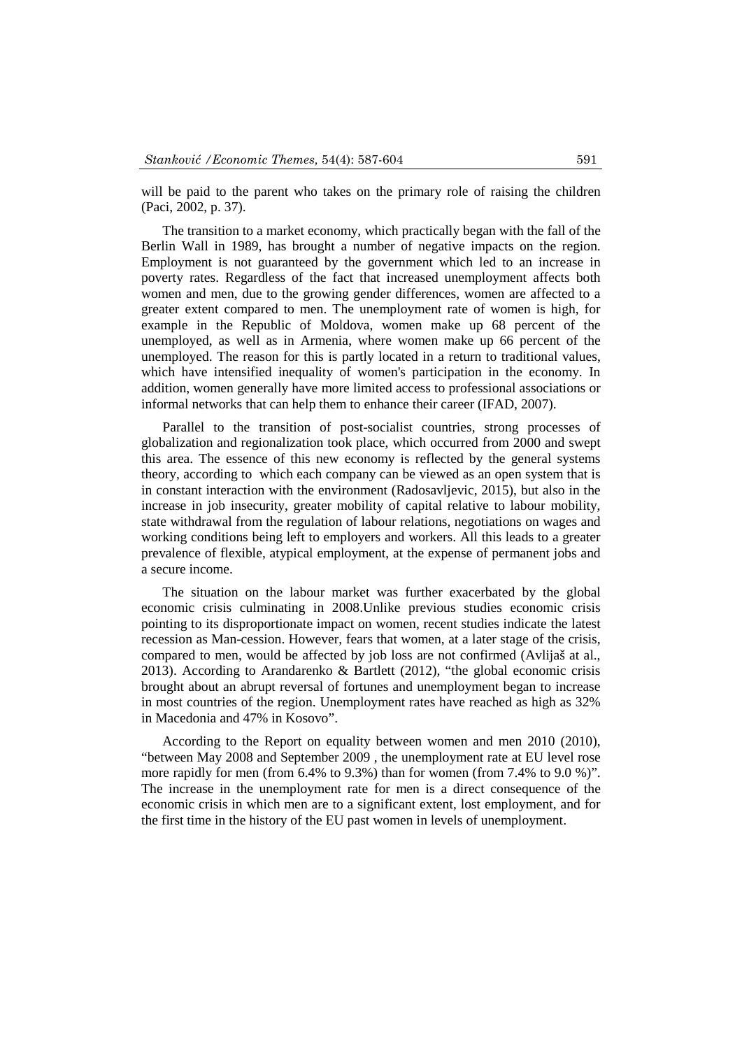will be paid to the parent who takes on the primary role of raising the children (Paci, 2002, p. 37).

The transition to a market economy, which practically began with the fall of the Berlin Wall in 1989, has brought a number of negative impacts on the region. Employment is not guaranteed by the government which led to an increase in poverty rates. Regardless of the fact that increased unemployment affects both women and men, due to the growing gender differences, women are affected to a greater extent compared to men. The unemployment rate of women is high, for example in the Republic of Moldova, women make up 68 percent of the unemployed, as well as in Armenia, where women make up 66 percent of the unemployed. The reason for this is partly located in a return to traditional values, which have intensified inequality of women's participation in the economy. In addition, women generally have more limited access to professional associations or informal networks that can help them to enhance their career (IFAD, 2007).

Parallel to the transition of post-socialist countries, strong processes of globalization and regionalization took place, which occurred from 2000 and swept this area. The essence of this new economy is reflected by the general systems theory, according to which each company can be viewed as an open system that is in constant interaction with the environment (Radosavljevic, 2015), but also in the increase in job insecurity, greater mobility of capital relative to labour mobility, state withdrawal from the regulation of labour relations, negotiations on wages and working conditions being left to employers and workers. All this leads to a greater prevalence of flexible, atypical employment, at the expense of permanent jobs and a secure income.

The situation on the labour market was further exacerbated by the global economic crisis culminating in 2008.Unlike previous studies economic crisis pointing to its disproportionate impact on women, recent studies indicate the latest recession as Man-cession. However, fears that women, at a later stage of the crisis, compared to men, would be affected by job loss are not confirmed (Avlijaš at al., 2013). According to Arandarenko & Bartlett (2012), "the global economic crisis brought about an abrupt reversal of fortunes and unemployment began to increase in most countries of the region. Unemployment rates have reached as high as 32% in Macedonia and 47% in Kosovo".

According to the Report on equality between women and men 2010 (2010), "between May 2008 and September 2009 , the unemployment rate at EU level rose more rapidly for men (from 6.4% to 9.3%) than for women (from 7.4% to 9.0 %)". The increase in the unemployment rate for men is a direct consequence of the economic crisis in which men are to a significant extent, lost employment, and for the first time in the history of the EU past women in levels of unemployment.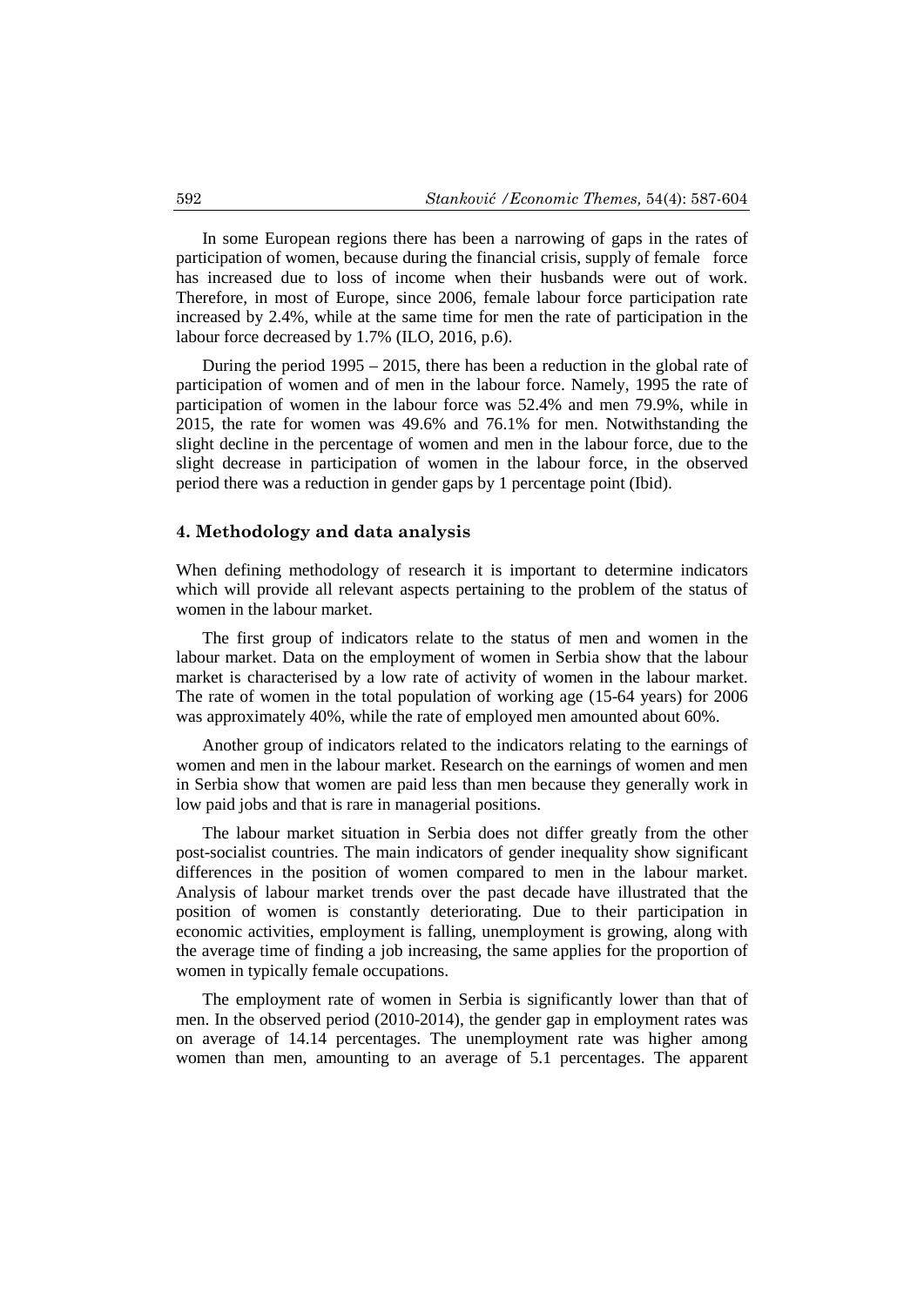In some European regions there has been a narrowing of gaps in the rates of participation of women, because during the financial crisis, supply of female force has increased due to loss of income when their husbands were out of work. Therefore, in most of Europe, since 2006, female labour force participation rate increased by 2.4%, while at the same time for men the rate of participation in the labour force decreased by 1.7% (ILO, 2016, p.6).

During the period 1995 – 2015, there has been a reduction in the global rate of participation of women and of men in the labour force. Namely, 1995 the rate of participation of women in the labour force was 52.4% and men 79.9%, while in 2015, the rate for women was 49.6% and 76.1% for men. Notwithstanding the slight decline in the percentage of women and men in the labour force, due to the slight decrease in participation of women in the labour force, in the observed period there was a reduction in gender gaps by 1 percentage point (Ibid).

## 4. Methodology and data analysis

When defining methodology of research it is important to determine indicators which will provide all relevant aspects pertaining to the problem of the status of women in the labour market.

The first group of indicators relate to the status of men and women in the labour market. Data on the employment of women in Serbia show that the labour market is characterised by a low rate of activity of women in the labour market. The rate of women in the total population of working age (15-64 years) for 2006 was approximately 40%, while the rate of employed men amounted about 60%.

Another group of indicators related to the indicators relating to the earnings of women and men in the labour market. Research on the earnings of women and men in Serbia show that women are paid less than men because they generally work in low paid jobs and that is rare in managerial positions.

The labour market situation in Serbia does not differ greatly from the other post-socialist countries. The main indicators of gender inequality show significant differences in the position of women compared to men in the labour market. Analysis of labour market trends over the past decade have illustrated that the position of women is constantly deteriorating. Due to their participation in economic activities, employment is falling, unemployment is growing, along with the average time of finding a job increasing, the same applies for the proportion of women in typically female occupations.

The employment rate of women in Serbia is significantly lower than that of men. In the observed period (2010-2014), the gender gap in employment rates was on average of 14.14 percentages. The unemployment rate was higher among women than men, amounting to an average of 5.1 percentages. The apparent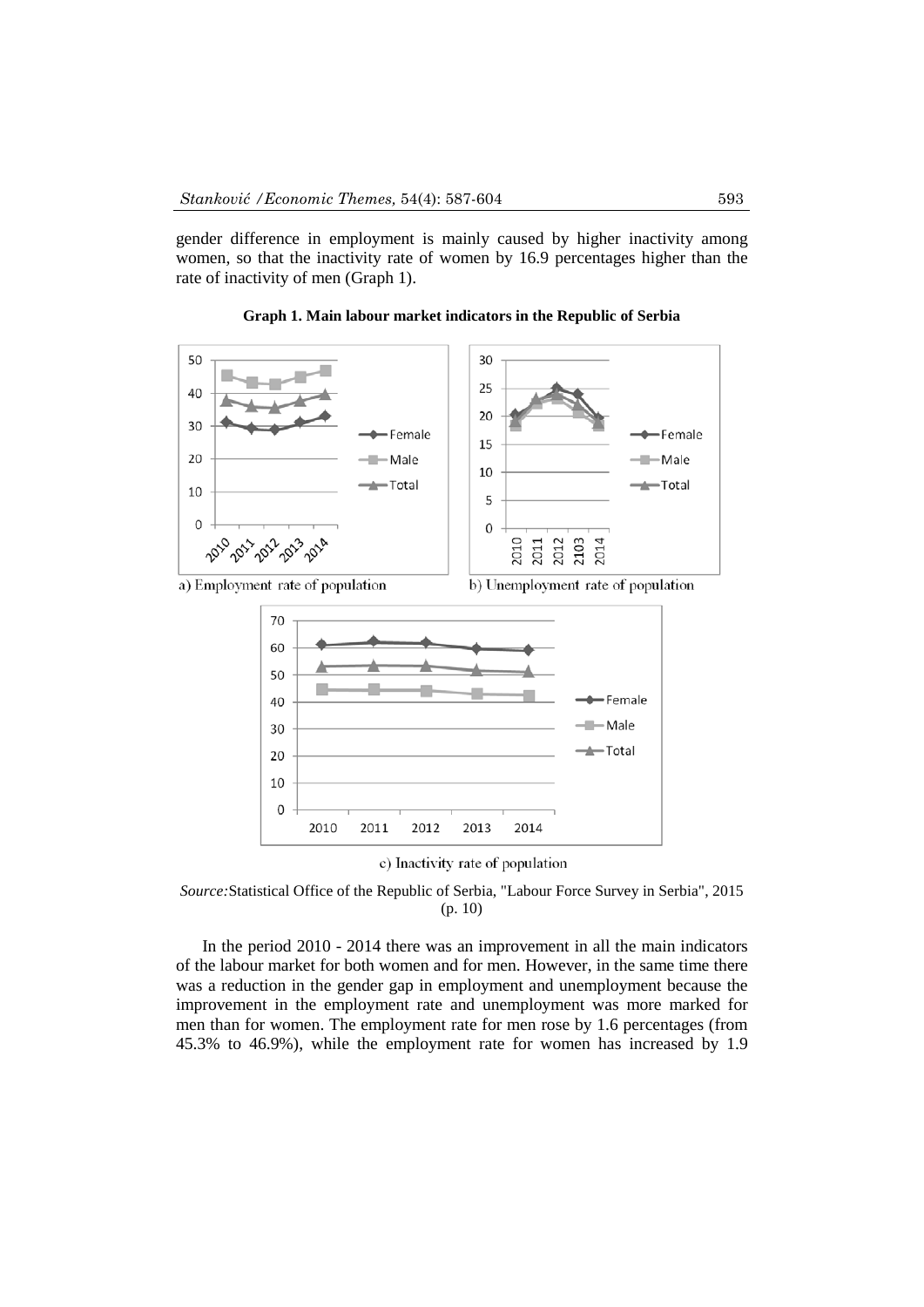gender difference in employment is mainly caused by higher inactivity among women, so that the inactivity rate of women by 16.9 percentages higher than the rate of inactivity of men (Graph 1).

**Graph 1. Main labour market indicators in the Republic of Serbia**

a) Employment rate of population

b) Unemployment rate of population

c) Inactivity rate of population

*Source:* Statistical Office of the Republic of Serbia, "Labour Force Survey in Serbia", 2015 (p. 10)

In the period 2010 - 2014 there was an improvement in all the main indicators of the labour market for both women and for men. However, in the same time there was a reduction in the gender gap in employment and unemployment because the improvement in the employment rate and unemployment was more marked for men than for women. The employment rate for men rose by 1.6 percentages (from 45.3% to 46.9%), while the employment rate for women has increased by 1.9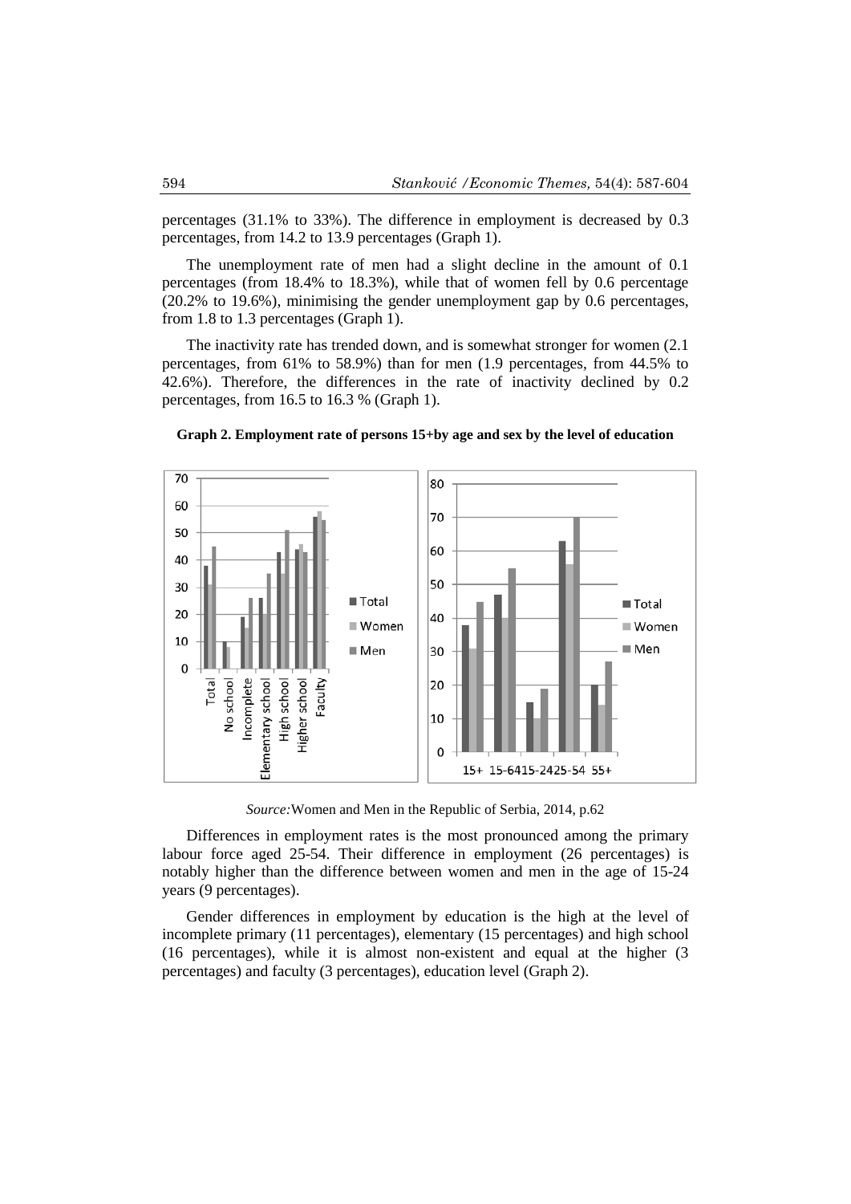percentages (31.1% to 33%). The difference in employment is decreased by 0.3 percentages, from 14.2 to 13.9 percentages (Graph 1).

The unemployment rate of men had a slight decline in the amount of 0.1 percentages (from 18.4% to 18.3%), while that of women fell by 0.6 percentage (20.2% to 19.6%), minimising the gender unemployment gap by 0.6 percentages, from 1.8 to 1.3 percentages (Graph 1).

The inactivity rate has trended down, and is somewhat stronger for women (2.1 percentages, from 61% to 58.9%) than for men (1.9 percentages, from 44.5% to 42.6%). Therefore, the differences in the rate of inactivity declined by 0.2 percentages, from 16.5 to 16.3 % (Graph 1).

**Graph 2. Employment rate of persons 15+by age and sex by the level of education**

*Source:* Women and Men in the Republic of Serbia, 2014, p.62

Differences in employment rates is the most pronounced among the primary labour force aged 25-54. Their difference in employment (26 percentages) is notably higher than the difference between women and men in the age of 15-24 years (9 percentages).

Gender differences in employment by education is the high at the level of incomplete primary (11 percentages), elementary (15 percentages) and high school (16 percentages), while it is almost non-existent and equal at the higher (3 percentages) and faculty (3 percentages), education level (Graph 2).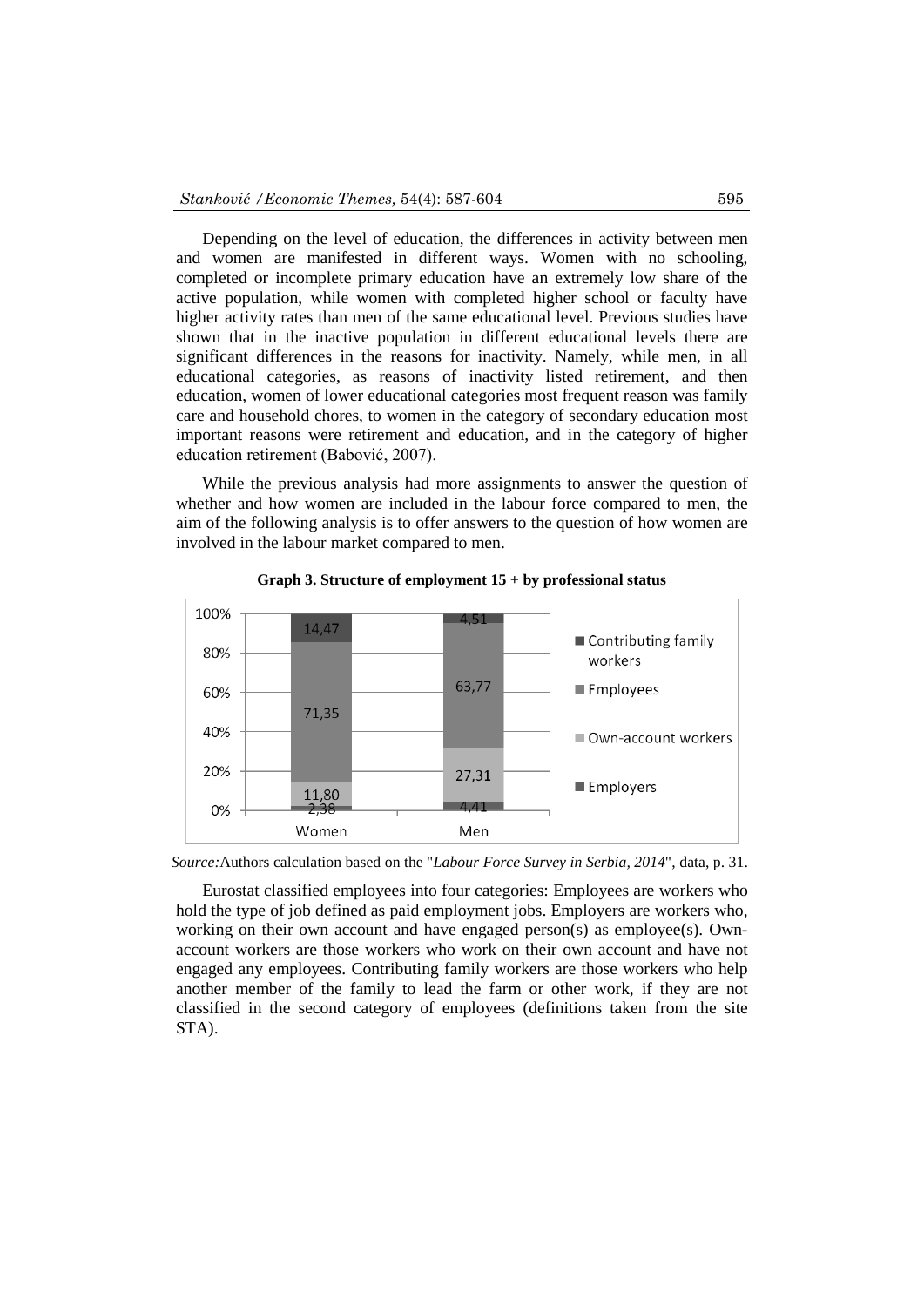Depending on the level of education, the differences in activity between men and women are manifested in different ways. Women with no schooling, completed or incomplete primary education have an extremely low share of the active population, while women with completed higher school or faculty have higher activity rates than men of the same educational level. Previous studies have shown that in the inactive population in different educational levels there are significant differences in the reasons for inactivity. Namely, while men, in all educational categories, as reasons of inactivity listed retirement, and then education, women of lower educational categories most frequent reason was family care and household chores, to women in the category of secondary education most important reasons were retirement and education, and in the category of higher education retirement (Babović, 2007).

While the previous analysis had more assignments to answer the question of whether and how women are included in the labour force compared to men, the aim of the following analysis is to offer answers to the question of how women are involved in the labour market compared to men.

**Graph 3. Structure of employment 15 + by professional status**

| | Women | Men |
|---|---|---|
| Contributing family workers | 14,47 | 4,51 |
| Employees | 71,35 | 63,77 |
| Own-account workers | 11,80 | 27,31 |
| Employers | 2,38 | 4,41 |

*Source:* Authors calculation based on the "*Labour Force Survey in Serbia, 2014*", data, p. 31.

Eurostat classified employees into four categories: Employees are workers who hold the type of job defined as paid employment jobs. Employers are workers who, working on their own account and have engaged person(s) as employee(s). Own-account workers are those workers who work on their own account and have not engaged any employees. Contributing family workers are those workers who help another member of the family to lead the farm or other work, if they are not classified in the second category of employees (definitions taken from the site STA).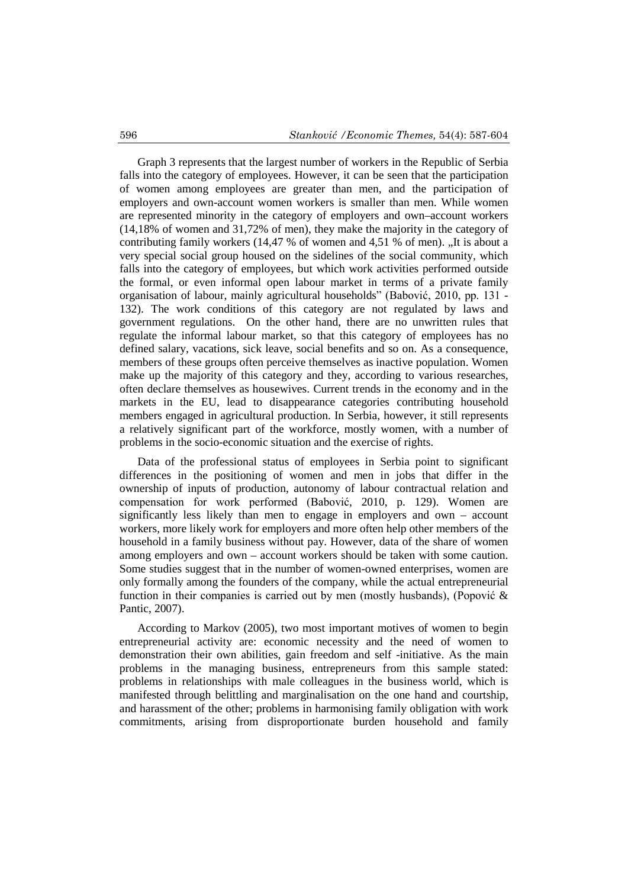Graph 3 represents that the largest number of workers in the Republic of Serbia falls into the category of employees. However, it can be seen that the participation of women among employees are greater than men, and the participation of employers and own-account women workers is smaller than men. While women are represented minority in the category of employers and own–account workers (14,18% of women and 31,72% of men), they make the majority in the category of contributing family workers (14,47 % of women and 4,51 % of men). „It is about a very special social group housed on the sidelines of the social community, which falls into the category of employees, but which work activities performed outside the formal, or even informal open labour market in terms of a private family organisation of labour, mainly agricultural households" (Babović, 2010, pp. 131 - 132). The work conditions of this category are not regulated by laws and government regulations. On the other hand, there are no unwritten rules that regulate the informal labour market, so that this category of employees has no defined salary, vacations, sick leave, social benefits and so on. As a consequence, members of these groups often perceive themselves as inactive population. Women make up the majority of this category and they, according to various researches, often declare themselves as housewives. Current trends in the economy and in the markets in the EU, lead to disappearance categories contributing household members engaged in agricultural production. In Serbia, however, it still represents a relatively significant part of the workforce, mostly women, with a number of problems in the socio-economic situation and the exercise of rights.

Data of the professional status of employees in Serbia point to significant differences in the positioning of women and men in jobs that differ in the ownership of inputs of production, autonomy of labour contractual relation and compensation for work performed (Babović, 2010, p. 129). Women are significantly less likely than men to engage in employers and own – account workers, more likely work for employers and more often help other members of the household in a family business without pay. However, data of the share of women among employers and own – account workers should be taken with some caution. Some studies suggest that in the number of women-owned enterprises, women are only formally among the founders of the company, while the actual entrepreneurial function in their companies is carried out by men (mostly husbands), (Popović & Pantic, 2007).

According to Markov (2005), two most important motives of women to begin entrepreneurial activity are: economic necessity and the need of women to demonstration their own abilities, gain freedom and self -initiative. As the main problems in the managing business, entrepreneurs from this sample stated: problems in relationships with male colleagues in the business world, which is manifested through belittling and marginalisation on the one hand and courtship, and harassment of the other; problems in harmonising family obligation with work commitments, arising from disproportionate burden household and family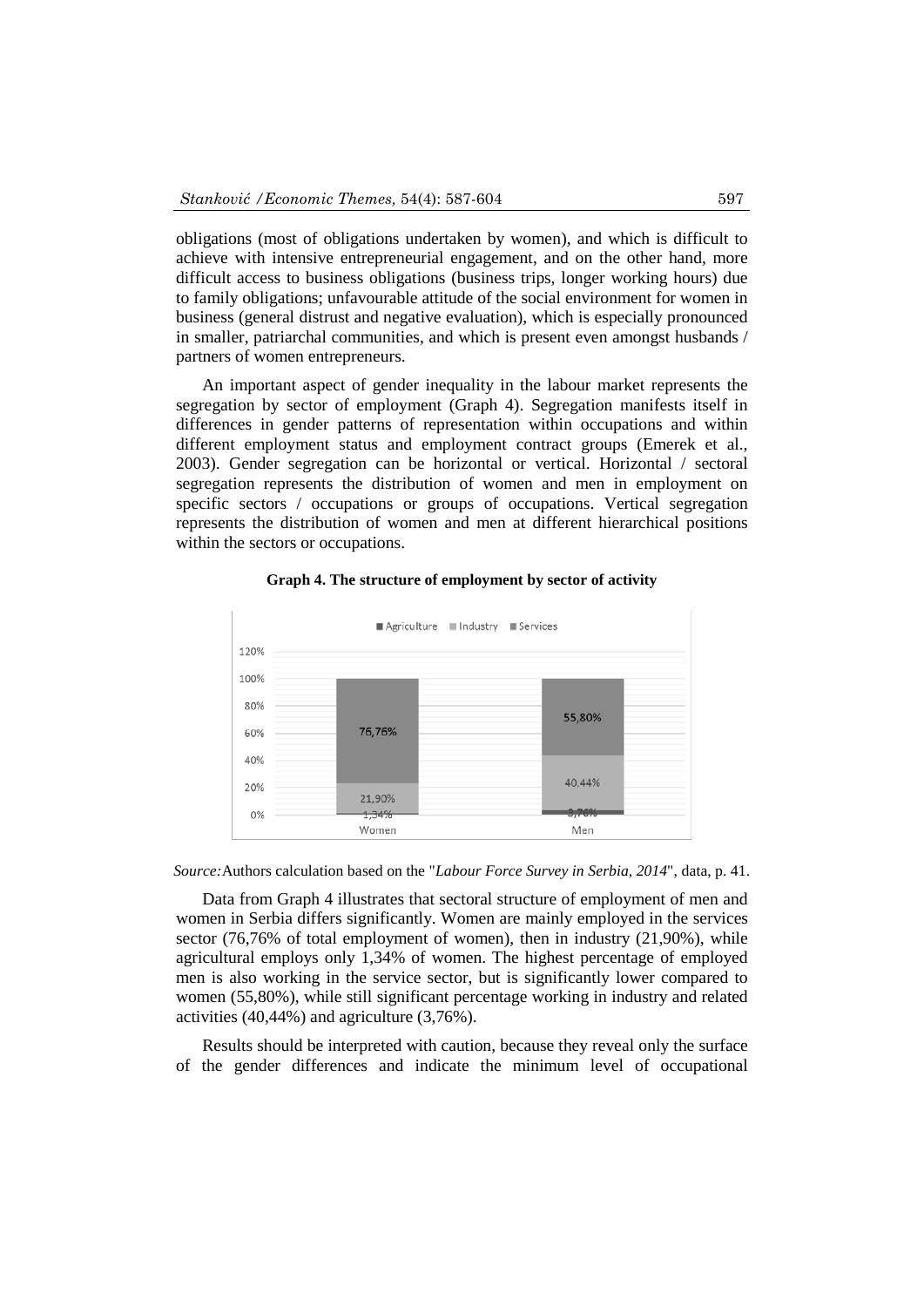obligations (most of obligations undertaken by women), and which is difficult to achieve with intensive entrepreneurial engagement, and on the other hand, more difficult access to business obligations (business trips, longer working hours) due to family obligations; unfavourable attitude of the social environment for women in business (general distrust and negative evaluation), which is especially pronounced in smaller, patriarchal communities, and which is present even amongst husbands / partners of women entrepreneurs.

An important aspect of gender inequality in the labour market represents the segregation by sector of employment (Graph 4). Segregation manifests itself in differences in gender patterns of representation within occupations and within different employment status and employment contract groups (Emerek et al., 2003). Gender segregation can be horizontal or vertical. Horizontal / sectoral segregation represents the distribution of women and men in employment on specific sectors / occupations or groups of occupations. Vertical segregation represents the distribution of women and men at different hierarchical positions within the sectors or occupations.

**Graph 4. The structure of employment by sector of activity**

*Source:* Authors calculation based on the "*Labour Force Survey in Serbia, 2014*", data, p. 41.

Data from Graph 4 illustrates that sectoral structure of employment of men and women in Serbia differs significantly. Women are mainly employed in the services sector (76,76% of total employment of women), then in industry (21,90%), while agricultural employs only 1,34% of women. The highest percentage of employed men is also working in the service sector, but is significantly lower compared to women (55,80%), while still significant percentage working in industry and related activities (40,44%) and agriculture (3,76%).

Results should be interpreted with caution, because they reveal only the surface of the gender differences and indicate the minimum level of occupational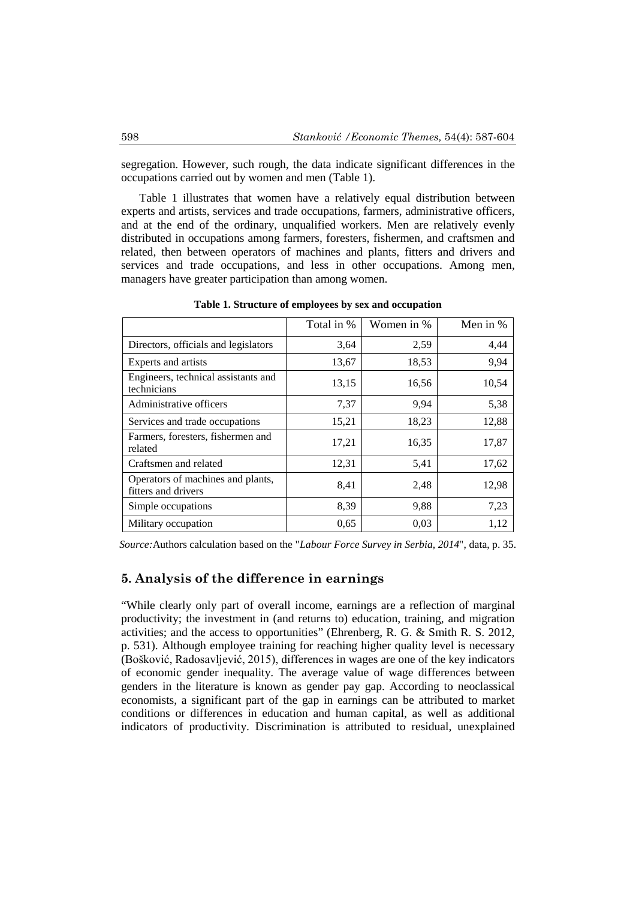segregation. However, such rough, the data indicate significant differences in the occupations carried out by women and men (Table 1).

Table 1 illustrates that women have a relatively equal distribution between experts and artists, services and trade occupations, farmers, administrative officers, and at the end of the ordinary, unqualified workers. Men are relatively evenly distributed in occupations among farmers, foresters, fishermen, and craftsmen and related, then between operators of machines and plants, fitters and drivers and services and trade occupations, and less in other occupations. Among men, managers have greater participation than among women.

**Table 1. Structure of employees by sex and occupation**

| | Total in % | Women in % | Men in % |
|---|---|---|---|
| Directors, officials and legislators | 3,64 | 2,59 | 4,44 |
| Experts and artists | 13,67 | 18,53 | 9,94 |
| Engineers, technical assistants and technicians | 13,15 | 16,56 | 10,54 |
| Administrative officers | 7,37 | 9,94 | 5,38 |
| Services and trade occupations | 15,21 | 18,23 | 12,88 |
| Farmers, foresters, fishermen and related | 17,21 | 16,35 | 17,87 |
| Craftsmen and related | 12,31 | 5,41 | 17,62 |
| Operators of machines and plants, fitters and drivers | 8,41 | 2,48 | 12,98 |
| Simple occupations | 8,39 | 9,88 | 7,23 |
| Military occupation | 0,65 | 0,03 | 1,12 |

*Source:* Authors calculation based on the "*Labour Force Survey in Serbia, 2014*", data, p. 35.

## 5. Analysis of the difference in earnings

"While clearly only part of overall income, earnings are a reflection of marginal productivity; the investment in (and returns to) education, training, and migration activities; and the access to opportunities" (Ehrenberg, R. G. & Smith R. S. 2012, p. 531). Although employee training for reaching higher quality level is necessary (Bošković, Radosavljević, 2015), differences in wages are one of the key indicators of economic gender inequality. The average value of wage differences between genders in the literature is known as gender pay gap. According to neoclassical economists, a significant part of the gap in earnings can be attributed to market conditions or differences in education and human capital, as well as additional indicators of productivity. Discrimination is attributed to residual, unexplained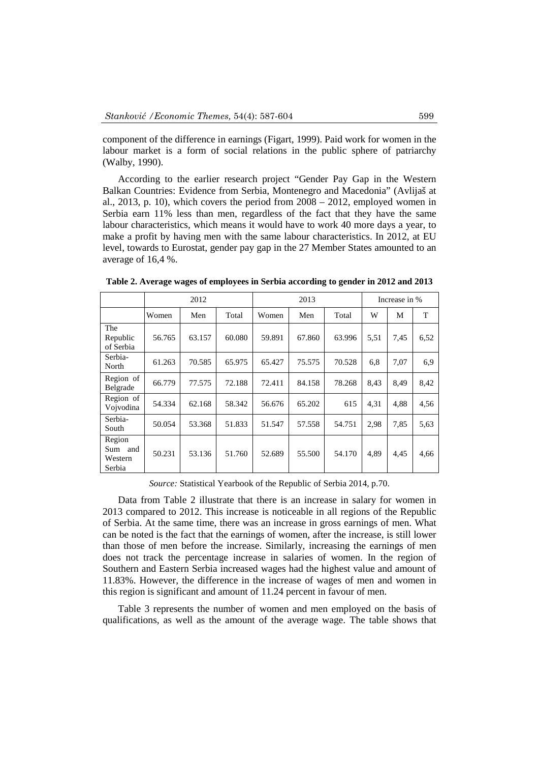component of the difference in earnings (Figart, 1999). Paid work for women in the labour market is a form of social relations in the public sphere of patriarchy (Walby, 1990).

According to the earlier research project "Gender Pay Gap in the Western Balkan Countries: Evidence from Serbia, Montenegro and Macedonia" (Avlijaš at al., 2013, p. 10), which covers the period from 2008 – 2012, employed women in Serbia earn 11% less than men, regardless of the fact that they have the same labour characteristics, which means it would have to work 40 more days a year, to make a profit by having men with the same labour characteristics. In 2012, at EU level, towards to Eurostat, gender pay gap in the 27 Member States amounted to an average of 16,4 %.

**Table 2. Average wages of employees in Serbia according to gender in 2012 and 2013**

| | 2012 | | | 2013 | | | Increase in % | | |
|---|---|---|---|---|---|---|---|---|---|
| | Women | Men | Total | Women | Men | Total | W | M | T |
| The Republic of Serbia | 56.765 | 63.157 | 60.080 | 59.891 | 67.860 | 63.996 | 5,51 | 7,45 | 6,52 |
| Serbia-North | 61.263 | 70.585 | 65.975 | 65.427 | 75.575 | 70.528 | 6,8 | 7,07 | 6,9 |
| Region of Belgrade | 66.779 | 77.575 | 72.188 | 72.411 | 84.158 | 78.268 | 8,43 | 8,49 | 8,42 |
| Region of Vojvodina | 54.334 | 62.168 | 58.342 | 56.676 | 65.202 | 615 | 4,31 | 4,88 | 4,56 |
| Serbia-South | 50.054 | 53.368 | 51.833 | 51.547 | 57.558 | 54.751 | 2,98 | 7,85 | 5,63 |
| Region Sum and Western Serbia | 50.231 | 53.136 | 51.760 | 52.689 | 55.500 | 54.170 | 4,89 | 4,45 | 4,66 |

*Source:* Statistical Yearbook of the Republic of Serbia 2014, p.70.

Data from Table 2 illustrate that there is an increase in salary for women in 2013 compared to 2012. This increase is noticeable in all regions of the Republic of Serbia. At the same time, there was an increase in gross earnings of men. What can be noted is the fact that the earnings of women, after the increase, is still lower than those of men before the increase. Similarly, increasing the earnings of men does not track the percentage increase in salaries of women. In the region of Southern and Eastern Serbia increased wages had the highest value and amount of 11.83%. However, the difference in the increase of wages of men and women in this region is significant and amount of 11.24 percent in favour of men.

Table 3 represents the number of women and men employed on the basis of qualifications, as well as the amount of the average wage. The table shows that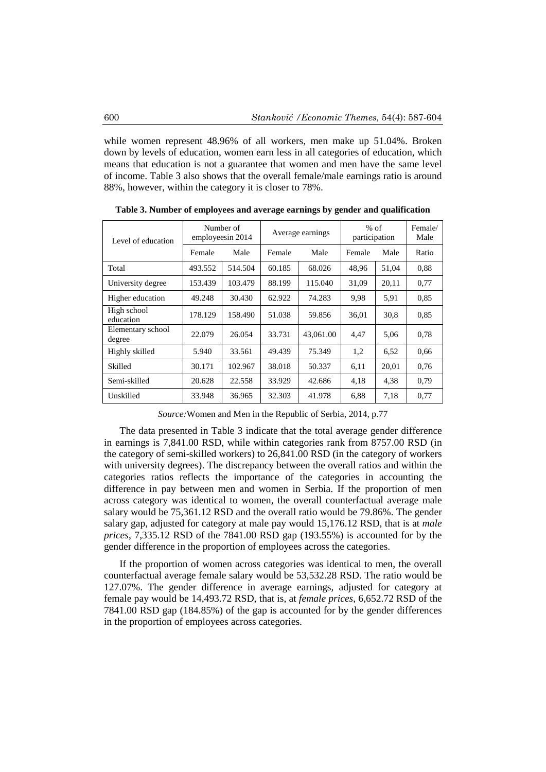while women represent 48.96% of all workers, men make up 51.04%. Broken down by levels of education, women earn less in all categories of education, which means that education is not a guarantee that women and men have the same level of income. Table 3 also shows that the overall female/male earnings ratio is around 88%, however, within the category it is closer to 78%.

**Table 3. Number of employees and average earnings by gender and qualification**

| Level of education | Number of employeesin 2014 | | Average earnings | | % of participation | | Female/ Male |
|---|---|---|---|---|---|---|---|
| | Female | Male | Female | Male | Female | Male | Ratio |
| Total | 493.552 | 514.504 | 60.185 | 68.026 | 48,96 | 51,04 | 0,88 |
| University degree | 153.439 | 103.479 | 88.199 | 115.040 | 31,09 | 20,11 | 0,77 |
| Higher education | 49.248 | 30.430 | 62.922 | 74.283 | 9,98 | 5,91 | 0,85 |
| High school education | 178.129 | 158.490 | 51.038 | 59.856 | 36,01 | 30,8 | 0,85 |
| Elementary school degree | 22.079 | 26.054 | 33.731 | 43,061.00 | 4,47 | 5,06 | 0,78 |
| Highly skilled | 5.940 | 33.561 | 49.439 | 75.349 | 1,2 | 6,52 | 0,66 |
| Skilled | 30.171 | 102.967 | 38.018 | 50.337 | 6,11 | 20,01 | 0,76 |
| Semi-skilled | 20.628 | 22.558 | 33.929 | 42.686 | 4,18 | 4,38 | 0,79 |
| Unskilled | 33.948 | 36.965 | 32.303 | 41.978 | 6,88 | 7,18 | 0,77 |

*Source:* Women and Men in the Republic of Serbia, 2014, p.77

The data presented in Table 3 indicate that the total average gender difference in earnings is 7,841.00 RSD, while within categories rank from 8757.00 RSD (in the category of semi-skilled workers) to 26,841.00 RSD (in the category of workers with university degrees). The discrepancy between the overall ratios and within the categories ratios reflects the importance of the categories in accounting the difference in pay between men and women in Serbia. If the proportion of men across category was identical to women, the overall counterfactual average male salary would be 75,361.12 RSD and the overall ratio would be 79.86%. The gender salary gap, adjusted for category at male pay would 15,176.12 RSD, that is at *male prices*, 7,335.12 RSD of the 7841.00 RSD gap (193.55%) is accounted for by the gender difference in the proportion of employees across the categories.

If the proportion of women across categories was identical to men, the overall counterfactual average female salary would be 53,532.28 RSD. The ratio would be 127.07%. The gender difference in average earnings, adjusted for category at female pay would be 14,493.72 RSD, that is, at *female prices*, 6,652.72 RSD of the 7841.00 RSD gap (184.85%) of the gap is accounted for by the gender differences in the proportion of employees across categories.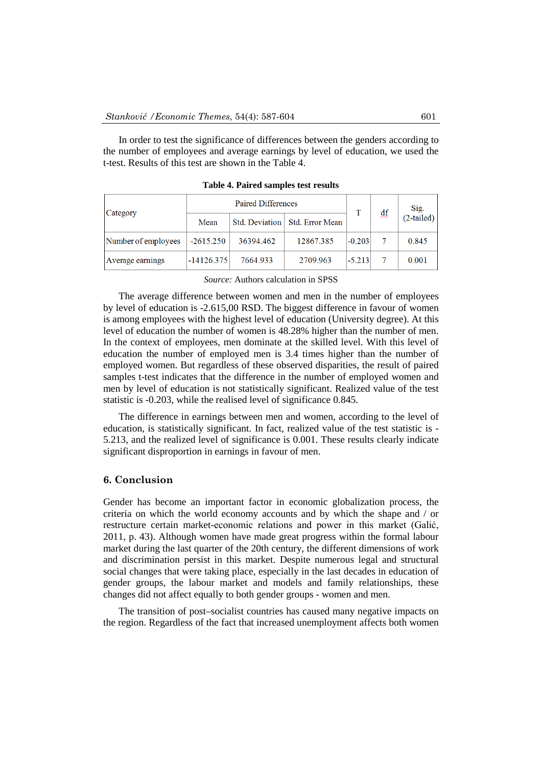In order to test the significance of differences between the genders according to the number of employees and average earnings by level of education, we used the t-test. Results of this test are shown in the Table 4.

**Table 4. Paired samples test results**

| Category | Paired Differences | | | T | df | Sig. (2-tailed) |
|---|---|---|---|---|---|---|
| | Mean | Std. Deviation | Std. Error Mean | | | |
| Number of employees | -2615.250 | 36394.462 | 12867.385 | -0.203 | 7 | 0.845 |
| Average earnings | -14126.375 | 7664.933 | 2709.963 | -5.213 | 7 | 0.001 |

*Source:* Authors calculation in SPSS

The average difference between women and men in the number of employees by level of education is -2.615,00 RSD. The biggest difference in favour of women is among employees with the highest level of education (University degree). At this level of education the number of women is 48.28% higher than the number of men. In the context of employees, men dominate at the skilled level. With this level of education the number of employed men is 3.4 times higher than the number of employed women. But regardless of these observed disparities, the result of paired samples t-test indicates that the difference in the number of employed women and men by level of education is not statistically significant. Realized value of the test statistic is -0.203, while the realised level of significance 0.845.

The difference in earnings between men and women, according to the level of education, is statistically significant. In fact, realized value of the test statistic is -5.213, and the realized level of significance is 0.001. These results clearly indicate significant disproportion in earnings in favour of men.

## 6. Conclusion

Gender has become an important factor in economic globalization process, the criteria on which the world economy accounts and by which the shape and / or restructure certain market-economic relations and power in this market (Galić, 2011, p. 43). Although women have made great progress within the formal labour market during the last quarter of the 20th century, the different dimensions of work and discrimination persist in this market. Despite numerous legal and structural social changes that were taking place, especially in the last decades in education of gender groups, the labour market and models and family relationships, these changes did not affect equally to both gender groups - women and men.

The transition of post–socialist countries has caused many negative impacts on the region. Regardless of the fact that increased unemployment affects both women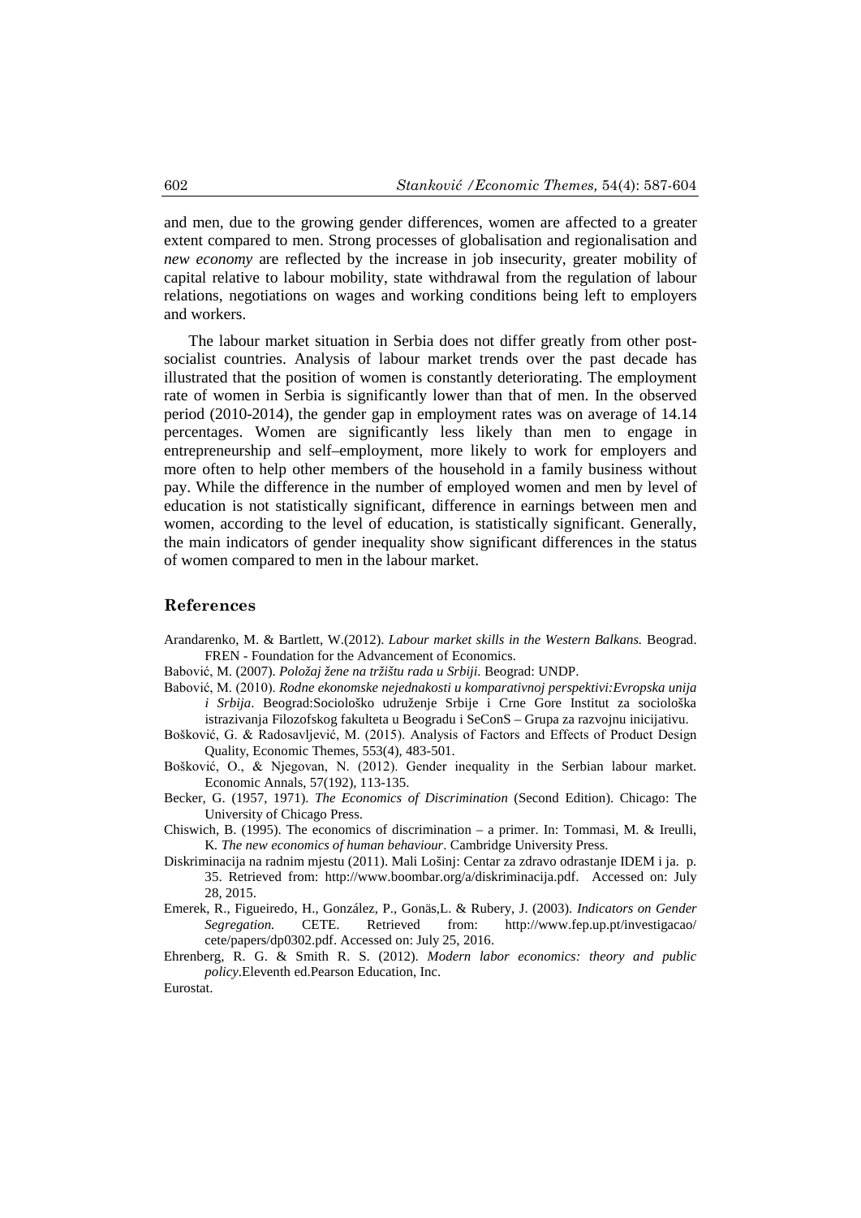and men, due to the growing gender differences, women are affected to a greater extent compared to men. Strong processes of globalisation and regionalisation and *new economy* are reflected by the increase in job insecurity, greater mobility of capital relative to labour mobility, state withdrawal from the regulation of labour relations, negotiations on wages and working conditions being left to employers and workers.

The labour market situation in Serbia does not differ greatly from other post-socialist countries. Analysis of labour market trends over the past decade has illustrated that the position of women is constantly deteriorating. The employment rate of women in Serbia is significantly lower than that of men. In the observed period (2010-2014), the gender gap in employment rates was on average of 14.14 percentages. Women are significantly less likely than men to engage in entrepreneurship and self–employment, more likely to work for employers and more often to help other members of the household in a family business without pay. While the difference in the number of employed women and men by level of education is not statistically significant, difference in earnings between men and women, according to the level of education, is statistically significant. Generally, the main indicators of gender inequality show significant differences in the status of women compared to men in the labour market.

## References

Arandarenko, M. & Bartlett, W.(2012). *Labour market skills in the Western Balkans.* Beograd. FREN - Foundation for the Advancement of Economics.

Babović, M. (2007). *Položaj žene na tržištu rada u Srbiji.* Beograd: UNDP.

Babović, M. (2010). *Rodne ekonomske nejednakosti u komparativnoj perspektivi:Evropska unija i Srbija*. Beograd:Sociološko udruženje Srbije i Crne Gore Institut za sociološka istrazivanja Filozofskog fakulteta u Beogradu i SeConS – Grupa za razvojnu inicijativu.

Bošković, G. & Radosavljević, M. (2015). Analysis of Factors and Effects of Product Design Quality, Economic Themes, 553(4), 483-501.

Bošković, O., & Njegovan, N. (2012). Gender inequality in the Serbian labour market. Economic Annals, 57(192), 113-135.

Becker, G. (1957, 1971). *The Economics of Discrimination* (Second Edition). Chicago: The University of Chicago Press.

Chiswich, B. (1995). The economics of discrimination – a primer. In: Tommasi, M. & Ireulli, K. *The new economics of human behaviour*. Cambridge University Press.

Diskriminacija na radnim mjestu (2011). Mali Lošinj: Centar za zdravo odrastanje IDEM i ja. p. 35. Retrieved from: http://www.boombar.org/a/diskriminacija.pdf. Accessed on: July 28, 2015.

Emerek, R., Figueiredo, H., González, P., Gonäs,L. & Rubery, J. (2003). *Indicators on Gender Segregation.* CETE. Retrieved from: http://www.fep.up.pt/investigacao/cete/papers/dp0302.pdf. Accessed on: July 25, 2016.

Ehrenberg, R. G. & Smith R. S. (2012). *Modern labor economics: theory and public policy*.Eleventh ed.Pearson Education, Inc.

Eurostat.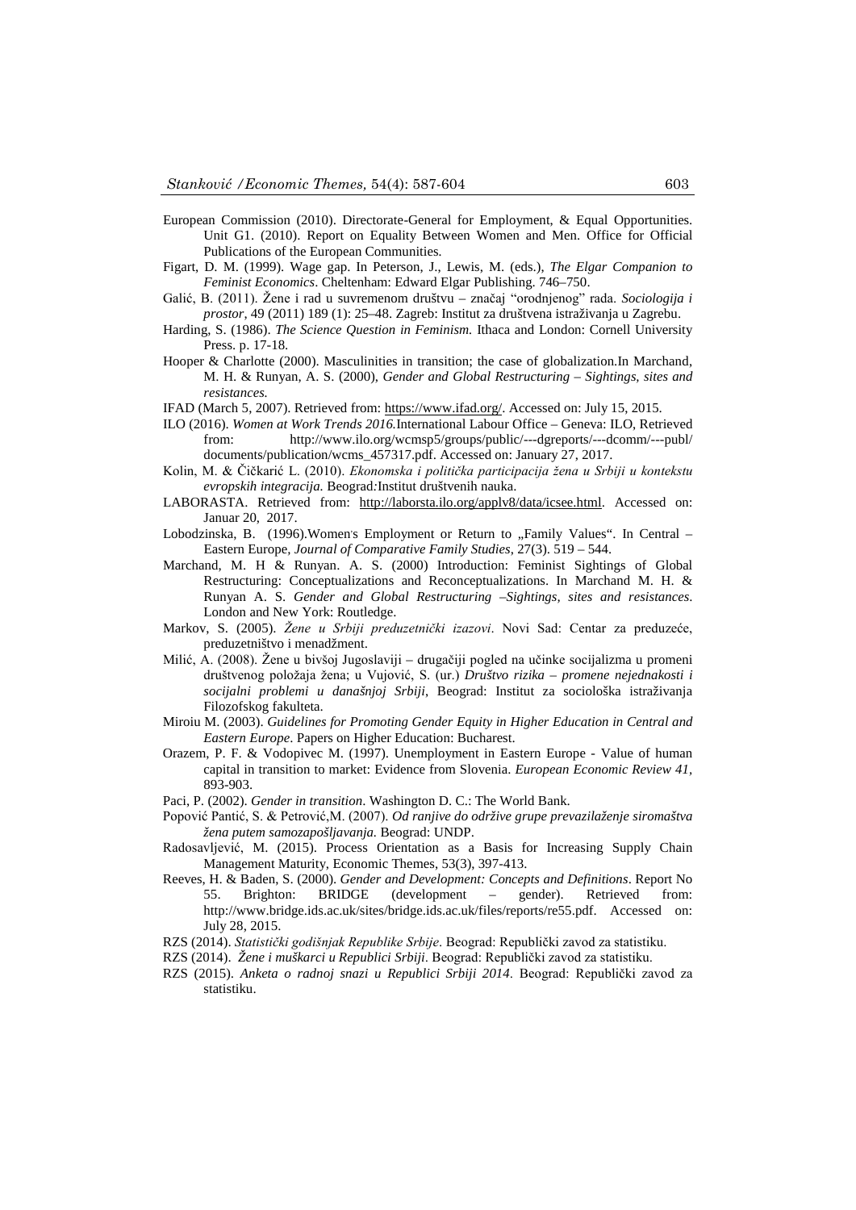European Commission (2010). Directorate-General for Employment, & Equal Opportunities. Unit G1. (2010). Report on Equality Between Women and Men. Office for Official Publications of the European Communities.

Figart, D. M. (1999). Wage gap. In Peterson, J., Lewis, M. (eds.), *The Elgar Companion to Feminist Economics*. Cheltenham: Edward Elgar Publishing. 746–750.

Galić, B. (2011). Žene i rad u suvremenom društvu – značaj "orodnjenog" rada. *Sociologija i prostor*, 49 (2011) 189 (1): 25–48. Zagreb: Institut za društvena istraživanja u Zagrebu.

Harding, S. (1986). *The Science Question in Feminism.* Ithaca and London: Cornell University Press. p. 17-18.

Hooper & Charlotte (2000). Masculinities in transition; the case of globalization.In Marchand, M. H. & Runyan, A. S. (2000), *Gender and Global Restructuring – Sightings, sites and resistances.*

IFAD (March 5, 2007). Retrieved from: https://www.ifad.org/. Accessed on: July 15, 2015.

ILO (2016). *Women at Work Trends 2016.*International Labour Office – Geneva: ILO, Retrieved from: http://www.ilo.org/wcmsp5/groups/public/---dgreports/---dcomm/---publ/documents/publication/wcms_457317.pdf. Accessed on: January 27, 2017.

Kolin, M. & Čičkarić L. (2010). *Ekonomska i politička participacija žena u Srbiji u kontekstu evropskih integracija.* Beograd*:*Institut društvenih nauka.

LABORASTA. Retrieved from: http://laborsta.ilo.org/applv8/data/icsee.html. Accessed on: Januar 20, 2017.

Lobodzinska, B. (1996).Women's Employment or Return to „Family Values". In Central – Eastern Europe, *Journal of Comparative Family Studies*, 27(3). 519 – 544.

Marchand, M. H & Runyan. A. S. (2000) Introduction: Feminist Sightings of Global Restructuring: Conceptualizations and Reconceptualizations. In Marchand M. H. & Runyan A. S. *Gender and Global Restructuring –Sightings, sites and resistances*. London and New York: Routledge.

Markov, S. (2005). *Žene u Srbiji preduzetnički izazovi*. Novi Sad: Centar za preduzeće, preduzetništvo i menadžment.

Milić, A. (2008). Žene u bivšoj Jugoslaviji – drugačiji pogled na učinke socijalizma u promeni društvenog položaja žena; u Vujović, S. (ur.) *Društvo rizika – promene nejednakosti i socijalni problemi u današnjoj Srbiji*, Beograd: Institut za sociološka istraživanja Filozofskog fakulteta.

Miroiu M. (2003). *Guidelines for Promoting Gender Equity in Higher Education in Central and Eastern Europe*. Papers on Higher Education: Bucharest.

Orazem, P. F. & Vodopivec M. (1997). Unemployment in Eastern Europe - Value of human capital in transition to market: Evidence from Slovenia. *European Economic Review 41*, 893-903.

Paci, P. (2002). *Gender in transition*. Washington D. C.: The World Bank.

Popović Pantić, S. & Petrović,M. (2007). *Od ranjive do održive grupe prevazilaženje siromaštva žena putem samozapošljavanja.* Beograd: UNDP.

Radosavljević, M. (2015). Process Orientation as a Basis for Increasing Supply Chain Management Maturity, Economic Themes, 53(3), 397-413.

Reeves, H. & Baden, S. (2000). *Gender and Development: Concepts and Definitions*. Report No 55. Brighton: BRIDGE (development – gender). Retrieved from: http://www.bridge.ids.ac.uk/sites/bridge.ids.ac.uk/files/reports/re55.pdf. Accessed on: July 28, 2015.

RZS (2014). *Statistički godišnjak Republike Srbije*. Beograd: Republički zavod za statistiku.

RZS (2014). *Žene i muškarci u Republici Srbiji*. Beograd: Republički zavod za statistiku.

RZS (2015). *Anketa o radnoj snazi u Republici Srbiji 2014*. Beograd: Republički zavod za statistiku.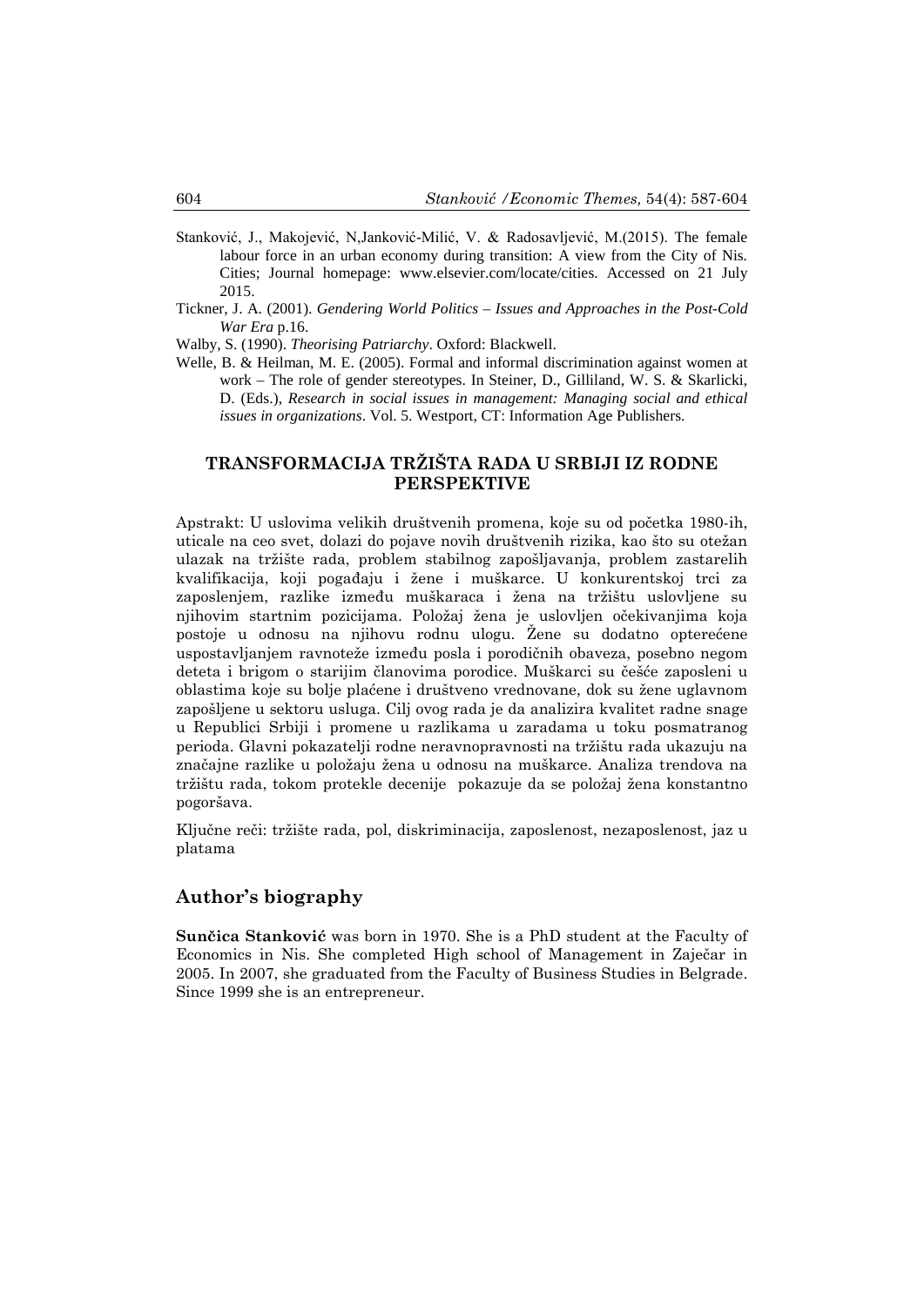Stanković, J., Makojević, N,Janković-Milić, V. & Radosavljević, M.(2015). The female labour force in an urban economy during transition: A view from the City of Nis. Cities; Journal homepage: www.elsevier.com/locate/cities. Accessed on 21 July 2015.

Tickner, J. A. (2001). *Gendering World Politics – Issues and Approaches in the Post-Cold War Era* p.16.

Walby, S. (1990). *Theorising Patriarchy*. Oxford: Blackwell.

Welle, B. & Heilman, M. E. (2005). Formal and informal discrimination against women at work – The role of gender stereotypes. In Steiner, D., Gilliland, W. S. & Skarlicki, D. (Eds.), *Research in social issues in management: Managing social and ethical issues in organizations*. Vol. 5. Westport, CT: Information Age Publishers.

## TRANSFORMACIJA TRŽIŠTA RADA U SRBIJI IZ RODNE PERSPEKTIVE

Apstrakt: U uslovima velikih društvenih promena, koje su od početka 1980-ih, uticale na ceo svet, dolazi do pojave novih društvenih rizika, kao što su otežan ulazak na tržište rada, problem stabilnog zapošljavanja, problem zastarelih kvalifikacija, koji pogađaju i žene i muškarce. U konkurentskoj trci za zaposlenjem, razlike između muškaraca i žena na tržištu uslovljene su njihovim startnim pozicijama. Položaj žena je uslovljen očekivanjima koja postoje u odnosu na njihovu rodnu ulogu. Žene su dodatno opterećene uspostavljanjem ravnoteže između posla i porodičnih obaveza, posebno negom deteta i brigom o starijim članovima porodice. Muškarci su češće zaposleni u oblastima koje su bolje plaćene i društveno vrednovane, dok su žene uglavnom zapošljene u sektoru usluga. Cilj ovog rada je da analizira kvalitet radne snage u Republici Srbiji i promene u razlikama u zaradama u toku posmatranog perioda. Glavni pokazatelji rodne neravnopravnosti na tržištu rada ukazuju na značajne razlike u položaju žena u odnosu na muškarce. Analiza trendova na tržištu rada, tokom protekle decenije pokazuje da se položaj žena konstantno pogoršava.

Ključne reči: tržište rada, pol, diskriminacija, zaposlenost, nezaposlenost, jaz u platama

## Author's biography

**Sunčica Stanković** was born in 1970. She is a PhD student at the Faculty of Economics in Nis. She completed High school of Management in Zaječar in 2005. In 2007, she graduated from the Faculty of Business Studies in Belgrade. Since 1999 she is an entrepreneur.